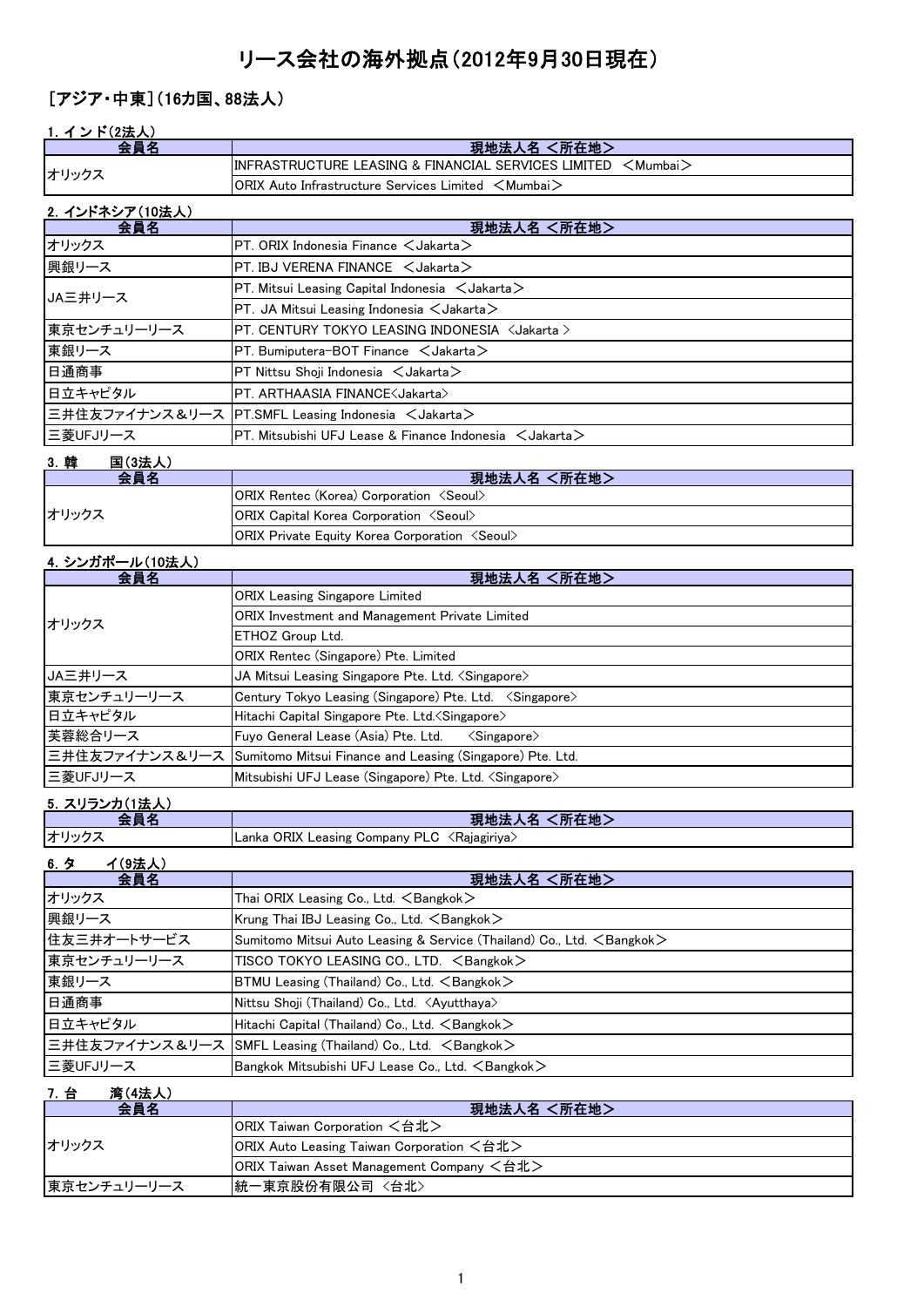# リース会社の海外拠点（2012年9月30日現在）

## ［アジア・中東］（16カ国、88法人）

### 1. インド(2法人)

| 会員名 | 現地法人名 <所在地> |
|---|---|
| オリックス | INFRASTRUCTURE LEASING & FINANCIAL SERVICES LIMITED ＜Mumbai＞ |
| | ORIX Auto Infrastructure Services Limited ＜Mumbai＞ |

### 2. インドネシア(10法人)

| 会員名 | 現地法人名 <所在地> |
|---|---|
| オリックス | PT. ORIX Indonesia Finance ＜Jakarta＞ |
| 興銀リース | PT. IBJ VERENA FINANCE ＜Jakarta＞ |
| JA三井リース | PT. Mitsui Leasing Capital Indonesia ＜Jakarta＞ |
| | PT. JA Mitsui Leasing Indonesia ＜Jakarta＞ |
| 東京センチュリーリース | PT. CENTURY TOKYO LEASING INDONESIA 〈Jakarta〉 |
| 東銀リース | PT. Bumiputera-BOT Finance ＜Jakarta＞ |
| 日通商事 | PT Nittsu Shoji Indonesia ＜Jakarta＞ |
| 日立キャピタル | PT. ARTHAASIA FINANCE〈Jakarta〉 |
| 三井住友ファイナンス＆リース | PT.SMFL Leasing Indonesia ＜Jakarta＞ |
| 三菱UFJリース | PT. Mitsubishi UFJ Lease & Finance Indonesia ＜Jakarta＞ |

### 3. 韓　国(3法人)

| 会員名 | 現地法人名 <所在地> |
|---|---|
| オリックス | ORIX Rentec (Korea) Corporation 〈Seoul〉 |
| | ORIX Capital Korea Corporation 〈Seoul〉 |
| | ORIX Private Equity Korea Corporation 〈Seoul〉 |

### 4. シンガポール(10法人)

| 会員名 | 現地法人名 <所在地> |
|---|---|
| オリックス | ORIX Leasing Singapore Limited |
| | ORIX Investment and Management Private Limited |
| | ETHOZ Group Ltd. |
| | ORIX Rentec (Singapore) Pte. Limited |
| JA三井リース | JA Mitsui Leasing Singapore Pte. Ltd. 〈Singapore〉 |
| 東京センチュリーリース | Century Tokyo Leasing (Singapore) Pte. Ltd. 〈Singapore〉 |
| 日立キャピタル | Hitachi Capital Singapore Pte. Ltd.〈Singapore〉 |
| 芙蓉総合リース | Fuyo General Lease (Asia) Pte. Ltd. 〈Singapore〉 |
| 三井住友ファイナンス＆リース | Sumitomo Mitsui Finance and Leasing (Singapore) Pte. Ltd. |
| 三菱UFJリース | Mitsubishi UFJ Lease (Singapore) Pte. Ltd. 〈Singapore〉 |

### 5. スリランカ(1法人)

| 会員名 | 現地法人名 <所在地> |
|---|---|
| オリックス | Lanka ORIX Leasing Company PLC 〈Rajagiriya〉 |

### 6. タ　イ(9法人)

| 会員名 | 現地法人名 <所在地> |
|---|---|
| オリックス | Thai ORIX Leasing Co., Ltd. ＜Bangkok＞ |
| 興銀リース | Krung Thai IBJ Leasing Co., Ltd. ＜Bangkok＞ |
| 住友三井オートサービス | Sumitomo Mitsui Auto Leasing & Service (Thailand) Co., Ltd. ＜Bangkok＞ |
| 東京センチュリーリース | TISCO TOKYO LEASING CO., LTD. ＜Bangkok＞ |
| 東銀リース | BTMU Leasing (Thailand) Co., Ltd. ＜Bangkok＞ |
| 日通商事 | Nittsu Shoji (Thailand) Co., Ltd. 〈Ayutthaya〉 |
| 日立キャピタル | Hitachi Capital (Thailand) Co., Ltd. ＜Bangkok＞ |
| 三井住友ファイナンス＆リース | SMFL Leasing (Thailand) Co., Ltd. ＜Bangkok＞ |
| 三菱UFJリース | Bangkok Mitsubishi UFJ Lease Co., Ltd. ＜Bangkok＞ |

### 7. 台　湾(4法人)

| 会員名 | 現地法人名 <所在地> |
|---|---|
| オリックス | ORIX Taiwan Corporation ＜台北＞ |
| | ORIX Auto Leasing Taiwan Corporation ＜台北＞ |
| | ORIX Taiwan Asset Management Company ＜台北＞ |
| 東京センチュリーリース | 統一東京股份有限公司 〈台北〉 |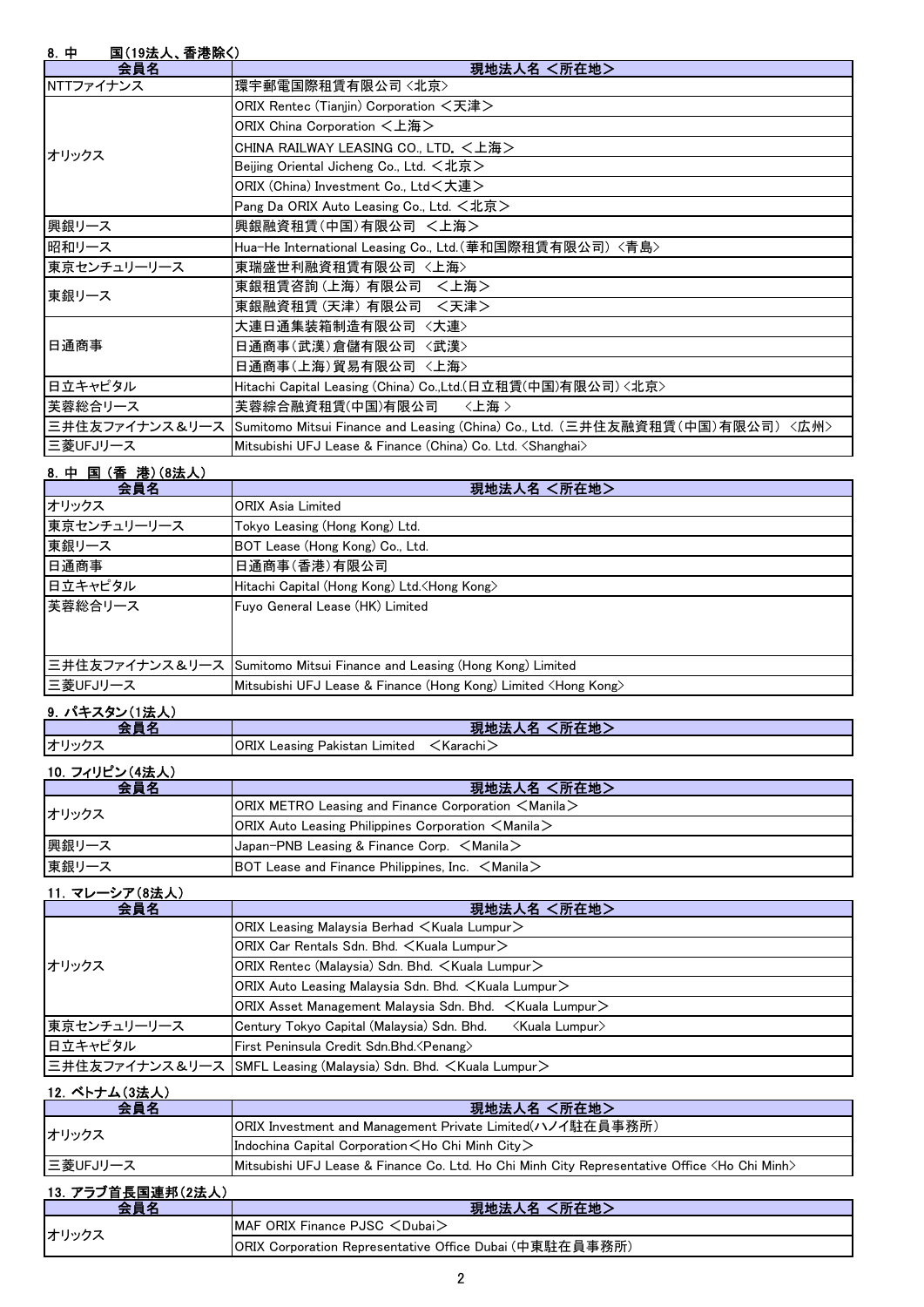### 8. 中　　国(19法人、香港除く)

| 会員名 | 現地法人名 <所在地> |
| --- | --- |
| NTTファイナンス | 環宇郵電国際租賃有限公司 <北京> |
| オリックス | ORIX Rentec (Tianjin) Corporation ＜天津＞ |
| | ORIX China Corporation ＜上海＞ |
| | CHINA RAILWAY LEASING CO., LTD. ＜上海＞ |
| | Beijing Oriental Jicheng Co., Ltd. ＜北京＞ |
| | ORIX (China) Investment Co., Ltd＜大連＞ |
| | Pang Da ORIX Auto Leasing Co., Ltd. ＜北京＞ |
| 興銀リース | 興銀融資租賃(中国)有限公司 ＜上海＞ |
| 昭和リース | Hua-He International Leasing Co., Ltd.(華和国際租賃有限公司) <青島> |
| 東京センチュリーリース | 東瑞盛世利融資租賃有限公司 <上海> |
| 東銀リース | 東銀租賃咨詢(上海)有限公司　＜上海＞ |
| | 東銀融資租賃(天津)有限公司　＜天津＞ |
| 日通商事 | 大連日通集装箱制造有限公司 <大連> |
| | 日通商事(武漢)倉儲有限公司 <武漢> |
| | 日通商事(上海)貿易有限公司 <上海> |
| 日立キャピタル | Hitachi Capital Leasing (China) Co.,Ltd.(日立租賃(中国)有限公司) <北京> |
| 芙蓉総合リース | 芙蓉綜合融資租賃(中国)有限公司　　<上海 > |
| 三井住友ファイナンス＆リース | Sumitomo Mitsui Finance and Leasing (China) Co., Ltd. (三井住友融資租賃(中国)有限公司) <広州> |
| 三菱UFJリース | Mitsubishi UFJ Lease & Finance (China) Co. Ltd. <Shanghai> |

### 8. 中 国 (香 港) (8法人)

| 会員名 | 現地法人名 <所在地> |
| --- | --- |
| オリックス | ORIX Asia Limited |
| 東京センチュリーリース | Tokyo Leasing (Hong Kong) Ltd. |
| 東銀リース | BOT Lease (Hong Kong) Co., Ltd. |
| 日通商事 | 日通商事(香港)有限公司 |
| 日立キャピタル | Hitachi Capital (Hong Kong) Ltd.<Hong Kong> |
| 芙蓉総合リース | Fuyo General Lease (HK) Limited |
| 三井住友ファイナンス＆リース | Sumitomo Mitsui Finance and Leasing (Hong Kong) Limited |
| 三菱UFJリース | Mitsubishi UFJ Lease & Finance (Hong Kong) Limited <Hong Kong> |

### 9. パキスタン(1法人)

| 会員名 | 現地法人名 <所在地> |
| --- | --- |
| オリックス | ORIX Leasing Pakistan Limited　＜Karachi＞ |

### 10. フィリピン(4法人)

| 会員名 | 現地法人名 <所在地> |
| --- | --- |
| オリックス | ORIX METRO Leasing and Finance Corporation ＜Manila＞ |
| | ORIX Auto Leasing Philippines Corporation ＜Manila＞ |
| 興銀リース | Japan-PNB Leasing & Finance Corp. ＜Manila＞ |
| 東銀リース | BOT Lease and Finance Philippines, Inc. ＜Manila＞ |

### 11. マレーシア(8法人)

| 会員名 | 現地法人名 <所在地> |
| --- | --- |
| オリックス | ORIX Leasing Malaysia Berhad ＜Kuala Lumpur＞ |
| | ORIX Car Rentals Sdn. Bhd. ＜Kuala Lumpur＞ |
| | ORIX Rentec (Malaysia) Sdn. Bhd. ＜Kuala Lumpur＞ |
| | ORIX Auto Leasing Malaysia Sdn. Bhd. ＜Kuala Lumpur＞ |
| | ORIX Asset Management Malaysia Sdn. Bhd. ＜Kuala Lumpur＞ |
| 東京センチュリーリース | Century Tokyo Capital (Malaysia) Sdn. Bhd.　　<Kuala Lumpur> |
| 日立キャピタル | First Peninsula Credit Sdn.Bhd.<Penang> |
| 三井住友ファイナンス＆リース | SMFL Leasing (Malaysia) Sdn. Bhd. ＜Kuala Lumpur＞ |

### 12. ベトナム(3法人)

| 会員名 | 現地法人名 <所在地> |
| --- | --- |
| オリックス | ORIX Investment and Management Private Limited(ハノイ駐在員事務所) |
| | Indochina Capital Corporation＜Ho Chi Minh City＞ |
| 三菱UFJリース | Mitsubishi UFJ Lease & Finance Co. Ltd. Ho Chi Minh City Representative Office <Ho Chi Minh> |

### 13. アラブ首長国連邦(2法人)

| 会員名 | 現地法人名 <所在地> |
| --- | --- |
| オリックス | MAF ORIX Finance PJSC ＜Dubai＞ |
| | ORIX Corporation Representative Office Dubai (中東駐在員事務所) |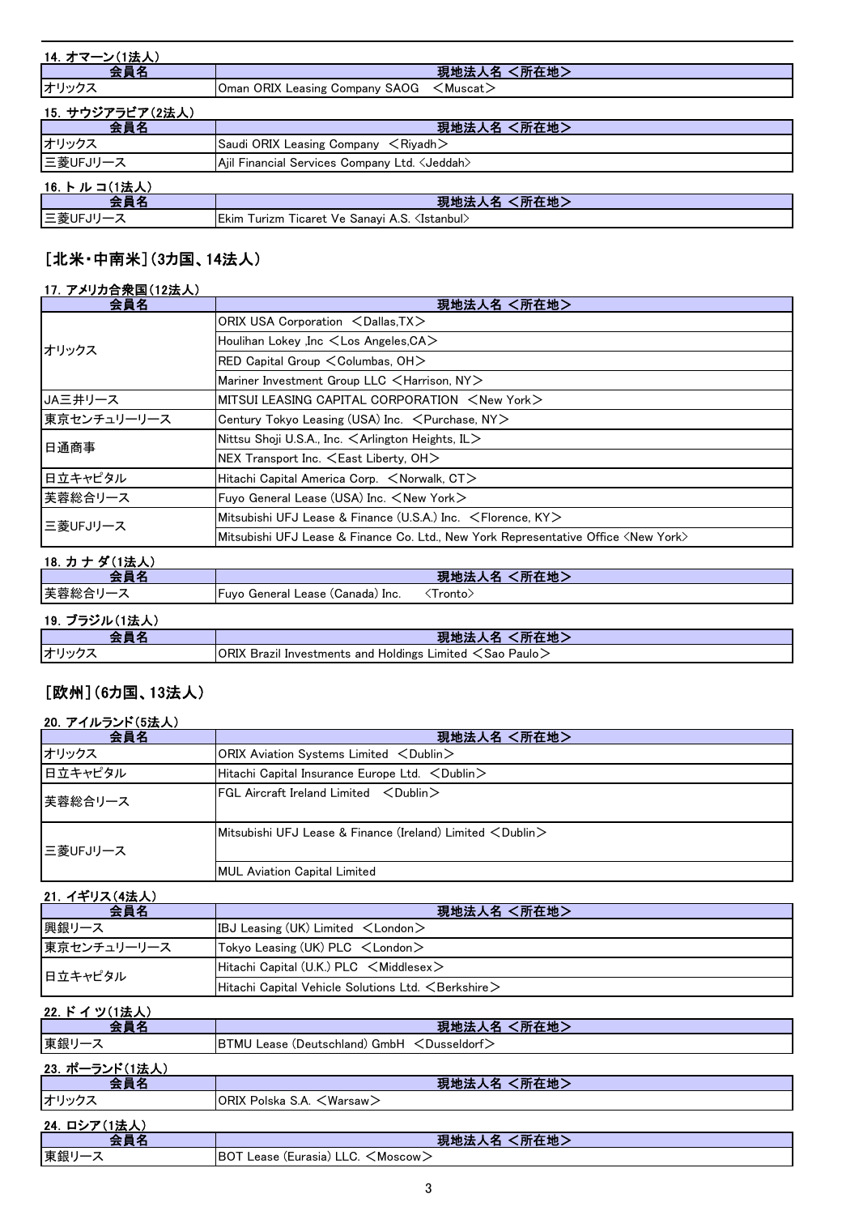### 14. オマーン(1法人)

| 会員名 | 現地法人名 <所在地> |
| --- | --- |
| オリックス | Oman ORIX Leasing Company SAOG ＜Muscat＞ |

### 15. サウジアラビア(2法人)

| 会員名 | 現地法人名 <所在地> |
| --- | --- |
| オリックス | Saudi ORIX Leasing Company ＜Riyadh＞ |
| 三菱UFJリース | Ajil Financial Services Company Ltd. <Jeddah> |

### 16. トルコ(1法人)

| 会員名 | 現地法人名 <所在地> |
| --- | --- |
| 三菱UFJリース | Ekim Turizm Ticaret Ve Sanayi A.S. <Istanbul> |

## [北米・中南米](3カ国、14法人)

### 17. アメリカ合衆国(12法人)

| 会員名 | 現地法人名 <所在地> |
| --- | --- |
| オリックス | ORIX USA Corporation ＜Dallas,TX＞ |
| | Houlihan Lokey ,Inc ＜Los Angeles,CA＞ |
| | RED Capital Group ＜Columbas, OH＞ |
| | Mariner Investment Group LLC ＜Harrison, NY＞ |
| JA三井リース | MITSUI LEASING CAPITAL CORPORATION ＜New York＞ |
| 東京センチュリーリース | Century Tokyo Leasing (USA) Inc. ＜Purchase, NY＞ |
| 日通商事 | Nittsu Shoji U.S.A., Inc. ＜Arlington Heights, IL＞ |
| | NEX Transport Inc. ＜East Liberty, OH＞ |
| 日立キャピタル | Hitachi Capital America Corp. ＜Norwalk, CT＞ |
| 芙蓉総合リース | Fuyo General Lease (USA) Inc. ＜New York＞ |
| 三菱UFJリース | Mitsubishi UFJ Lease & Finance (U.S.A.) Inc. ＜Florence, KY＞ |
| | Mitsubishi UFJ Lease & Finance Co. Ltd., New York Representative Office <New York> |

### 18. カナダ(1法人)

| 会員名 | 現地法人名 <所在地> |
| --- | --- |
| 芙蓉総合リース | Fuyo General Lease (Canada) Inc. <Tronto> |

### 19. ブラジル(1法人)

| 会員名 | 現地法人名 <所在地> |
| --- | --- |
| オリックス | ORIX Brazil Investments and Holdings Limited ＜Sao Paulo＞ |

## [欧州](6カ国、13法人)

### 20. アイルランド(5法人)

| 会員名 | 現地法人名 <所在地> |
| --- | --- |
| オリックス | ORIX Aviation Systems Limited ＜Dublin＞ |
| 日立キャピタル | Hitachi Capital Insurance Europe Ltd. ＜Dublin＞ |
| 芙蓉総合リース | FGL Aircraft Ireland Limited ＜Dublin＞ |
| 三菱UFJリース | Mitsubishi UFJ Lease & Finance (Ireland) Limited ＜Dublin＞ |
| | MUL Aviation Capital Limited |

### 21. イギリス(4法人)

| 会員名 | 現地法人名 <所在地> |
| --- | --- |
| 興銀リース | IBJ Leasing (UK) Limited ＜London＞ |
| 東京センチュリーリース | Tokyo Leasing (UK) PLC ＜London＞ |
| 日立キャピタル | Hitachi Capital (U.K.) PLC ＜Middlesex＞ |
| | Hitachi Capital Vehicle Solutions Ltd. ＜Berkshire＞ |

### 22. ドイツ(1法人)

| 会員名 | 現地法人名 <所在地> |
| --- | --- |
| 東銀リース | BTMU Lease (Deutschland) GmbH ＜Dusseldorf＞ |

### 23. ポーランド(1法人)

| 会員名 | 現地法人名 <所在地> |
| --- | --- |
| オリックス | ORIX Polska S.A. ＜Warsaw＞ |

### 24. ロシア(1法人)

| 会員名 | 現地法人名 <所在地> |
| --- | --- |
| 東銀リース | BOT Lease (Eurasia) LLC. ＜Moscow＞ |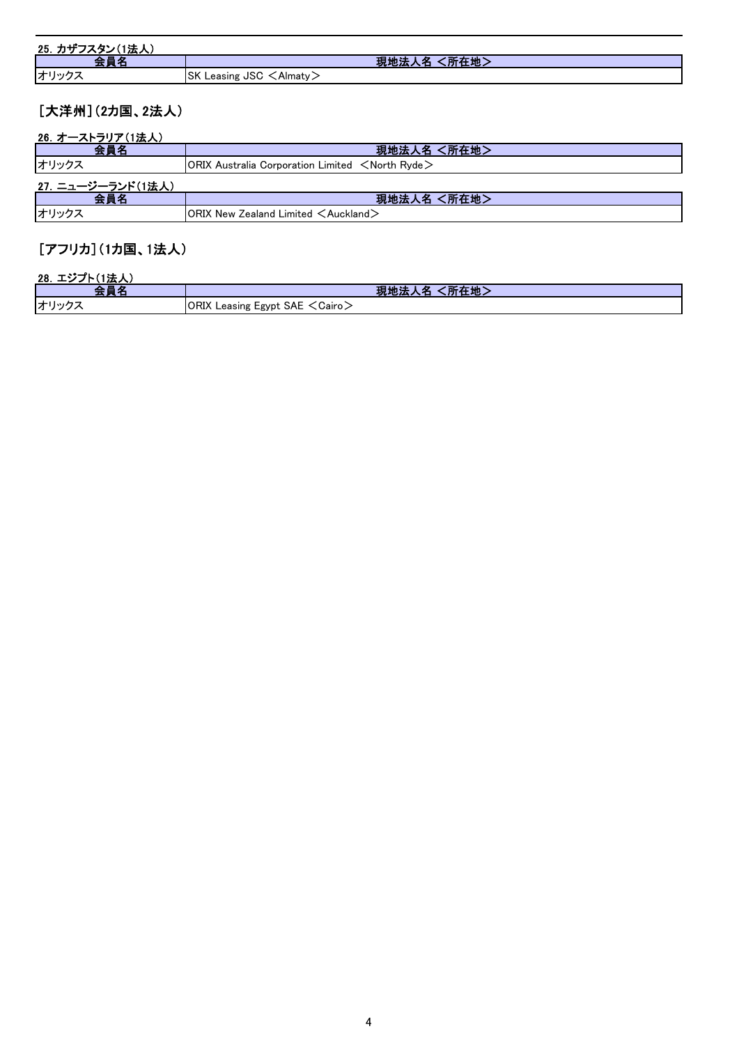25. カザフスタン（1法人）

| 会員名 | 現地法人名 ＜所在地＞ |
|---|---|
| オリックス | SK Leasing JSC ＜Almaty＞ |

## ［大洋州］（2カ国、2法人）

26. オーストラリア（1法人）

| 会員名 | 現地法人名 ＜所在地＞ |
|---|---|
| オリックス | ORIX Australia Corporation Limited ＜North Ryde＞ |

27. ニュージーランド（1法人）

| 会員名 | 現地法人名 ＜所在地＞ |
|---|---|
| オリックス | ORIX New Zealand Limited ＜Auckland＞ |

## ［アフリカ］（1カ国、1法人）

28. エジプト（1法人）

| 会員名 | 現地法人名 ＜所在地＞ |
|---|---|
| オリックス | ORIX Leasing Egypt SAE ＜Cairo＞ |